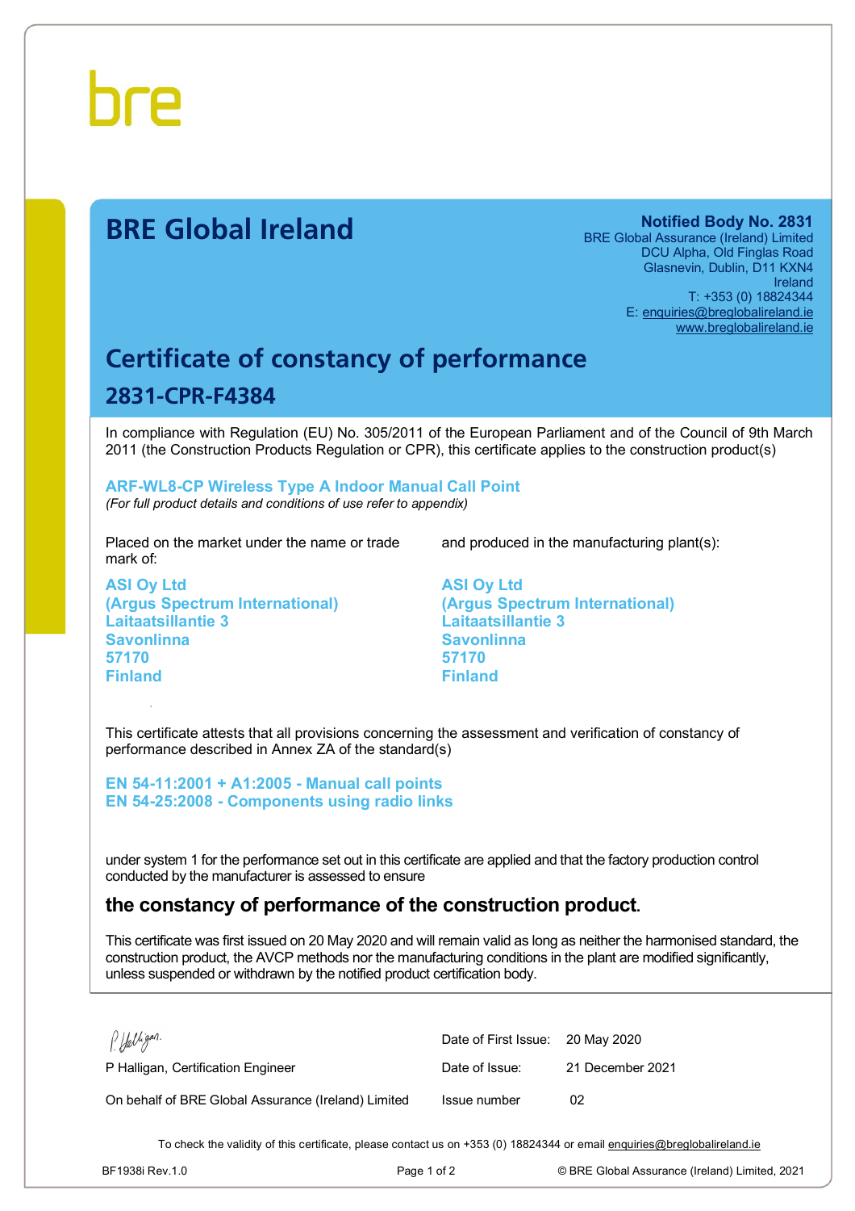bre

# BRE Global Ireland

**Notified Body No. 2831**
BRE Global Assurance (Ireland) Limited
DCU Alpha, Old Finglas Road
Glasnevin, Dublin, D11 KXN4
Ireland
T: +353 (0) 18824344
E: enquiries@breglobalireland.ie
www.breglobalireland.ie

## Certificate of constancy of performance

### 2831-CPR-F4384

In compliance with Regulation (EU) No. 305/2011 of the European Parliament and of the Council of 9th March 2011 (the Construction Products Regulation or CPR), this certificate applies to the construction product(s)

**ARF-WL8-CP Wireless Type A Indoor Manual Call Point**
*(For full product details and conditions of use refer to appendix)*

Placed on the market under the name or trade mark of:

**ASI Oy Ltd**
**(Argus Spectrum International)**
**Laitaatsillantie 3**
**Savonlinna**
**57170**
**Finland**

and produced in the manufacturing plant(s):

**ASI Oy Ltd**
**(Argus Spectrum International)**
**Laitaatsillantie 3**
**Savonlinna**
**57170**
**Finland**

This certificate attests that all provisions concerning the assessment and verification of constancy of performance described in Annex ZA of the standard(s)

**EN 54-11:2001 + A1:2005 - Manual call points**
**EN 54-25:2008 - Components using radio links**

under system 1 for the performance set out in this certificate are applied and that the factory production control conducted by the manufacturer is assessed to ensure

**the constancy of performance of the construction product.**

This certificate was first issued on 20 May 2020 and will remain valid as long as neither the harmonised standard, the construction product, the AVCP methods nor the manufacturing conditions in the plant are modified significantly, unless suspended or withdrawn by the notified product certification body.

P Halligan, Certification Engineer

On behalf of BRE Global Assurance (Ireland) Limited

| | |
|---|---|
| Date of First Issue: | 20 May 2020 |
| Date of Issue: | 21 December 2021 |
| Issue number | 02 |

To check the validity of this certificate, please contact us on +353 (0) 18824344 or email enquiries@breglobalireland.ie

BF1938i Rev.1.0

© BRE Global Assurance (Ireland) Limited, 2021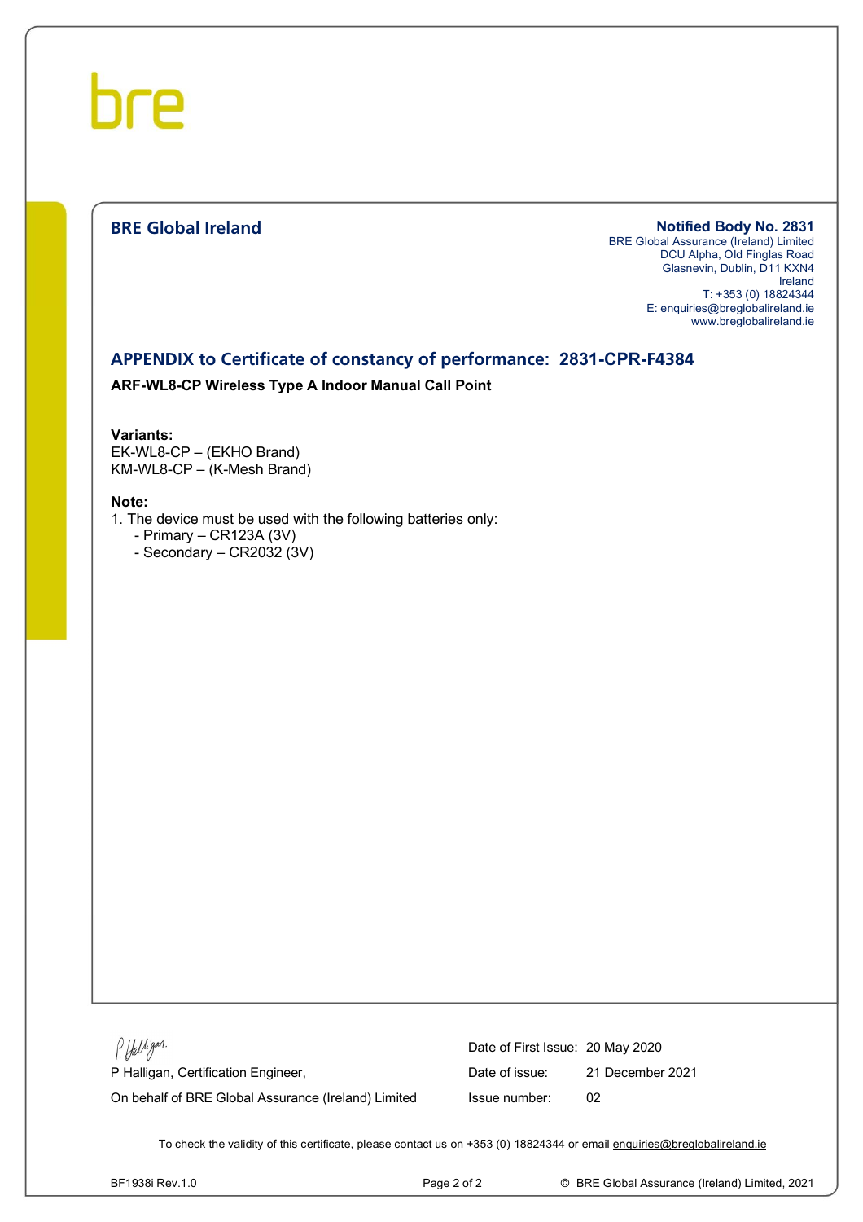bre

**BRE Global Ireland**

**Notified Body No. 2831**
BRE Global Assurance (Ireland) Limited
DCU Alpha, Old Finglas Road
Glasnevin, Dublin, D11 KXN4
Ireland
T: +353 (0) 18824344
E: enquiries@breglobalireland.ie
www.breglobalireland.ie

## APPENDIX to Certificate of constancy of performance: 2831-CPR-F4384

**ARF-WL8-CP Wireless Type A Indoor Manual Call Point**

**Variants:**
EK-WL8-CP – (EKHO Brand)
KM-WL8-CP – (K-Mesh Brand)

**Note:**
1. The device must be used with the following batteries only:
   - Primary – CR123A (3V)
   - Secondary – CR2032 (3V)

P Halligan, Certification Engineer,
On behalf of BRE Global Assurance (Ireland) Limited

| | |
|---|---|
| Date of First Issue: | 20 May 2020 |
| Date of issue: | 21 December 2021 |
| Issue number: | 02 |

To check the validity of this certificate, please contact us on +353 (0) 18824344 or email enquiries@breglobalireland.ie

BF1938i Rev.1.0 © BRE Global Assurance (Ireland) Limited, 2021